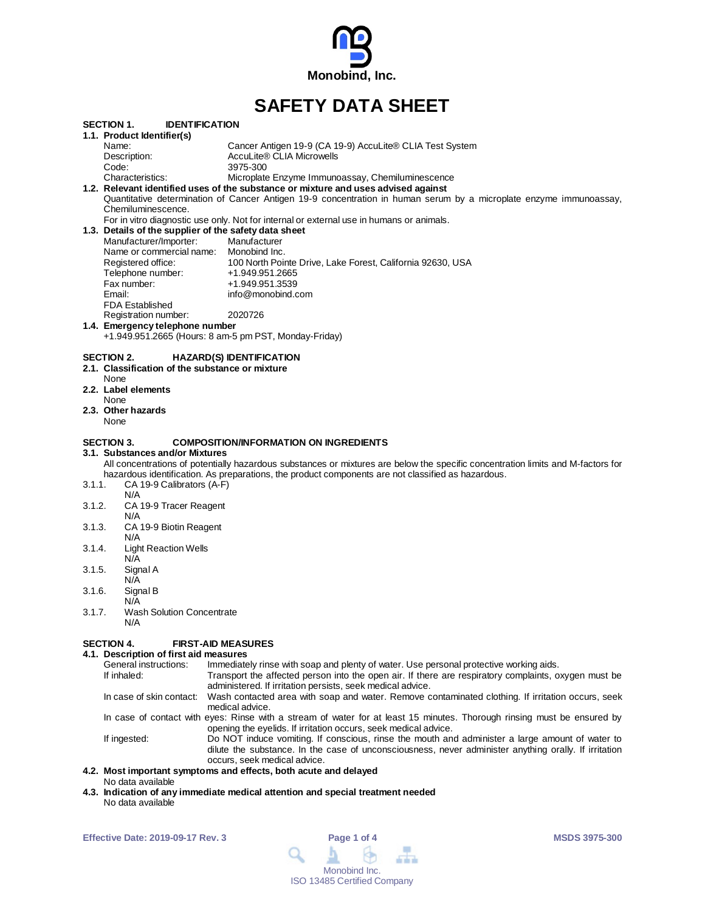Monobind, Inc.

# SAFETY DATA SHEET

## SECTION 1. IDENTIFICATION

### 1.1. Product Identifier(s)

| | |
|---|---|
| Name: | Cancer Antigen 19-9 (CA 19-9) AccuLite® CLIA Test System |
| Description: | AccuLite® CLIA Microwells |
| Code: | 3975-300 |
| Characteristics: | Microplate Enzyme Immunoassay, Chemiluminescence |

### 1.2. Relevant identified uses of the substance or mixture and uses advised against

Quantitative determination of Cancer Antigen 19-9 concentration in human serum by a microplate enzyme immunoassay, Chemiluminescence.

For in vitro diagnostic use only. Not for internal or external use in humans or animals.

### 1.3. Details of the supplier of the safety data sheet

| | |
|---|---|
| Manufacturer/Importer: | Manufacturer |
| Name or commercial name: | Monobind Inc. |
| Registered office: | 100 North Pointe Drive, Lake Forest, California 92630, USA |
| Telephone number: | +1.949.951.2665 |
| Fax number: | +1.949.951.3539 |
| Email: | info@monobind.com |
| FDA Established Registration number: | 2020726 |

### 1.4. Emergency telephone number

+1.949.951.2665 (Hours: 8 am-5 pm PST, Monday-Friday)

## SECTION 2. HAZARD(S) IDENTIFICATION

### 2.1. Classification of the substance or mixture

None

### 2.2. Label elements

None

### 2.3. Other hazards

None

## SECTION 3. COMPOSITION/INFORMATION ON INGREDIENTS

### 3.1. Substances and/or Mixtures

All concentrations of potentially hazardous substances or mixtures are below the specific concentration limits and M-factors for hazardous identification. As preparations, the product components are not classified as hazardous.

3.1.1. CA 19-9 Calibrators (A-F)
N/A

3.1.2. CA 19-9 Tracer Reagent
N/A

3.1.3. CA 19-9 Biotin Reagent
N/A

3.1.4. Light Reaction Wells
N/A

3.1.5. Signal A
N/A

3.1.6. Signal B
N/A

3.1.7. Wash Solution Concentrate
N/A

## SECTION 4. FIRST-AID MEASURES

### 4.1. Description of first aid measures

| | |
|---|---|
| General instructions: | Immediately rinse with soap and plenty of water. Use personal protective working aids. |
| If inhaled: | Transport the affected person into the open air. If there are respiratory complaints, oxygen must be administered. If irritation persists, seek medical advice. |
| In case of skin contact: | Wash contacted area with soap and water. Remove contaminated clothing. If irritation occurs, seek medical advice. |
| In case of contact with eyes: | Rinse with a stream of water for at least 15 minutes. Thorough rinsing must be ensured by opening the eyelids. If irritation occurs, seek medical advice. |
| If ingested: | Do NOT induce vomiting. If conscious, rinse the mouth and administer a large amount of water to dilute the substance. In the case of unconsciousness, never administer anything orally. If irritation occurs, seek medical advice. |

### 4.2. Most important symptoms and effects, both acute and delayed

No data available

### 4.3. Indication of any immediate medical attention and special treatment needed

No data available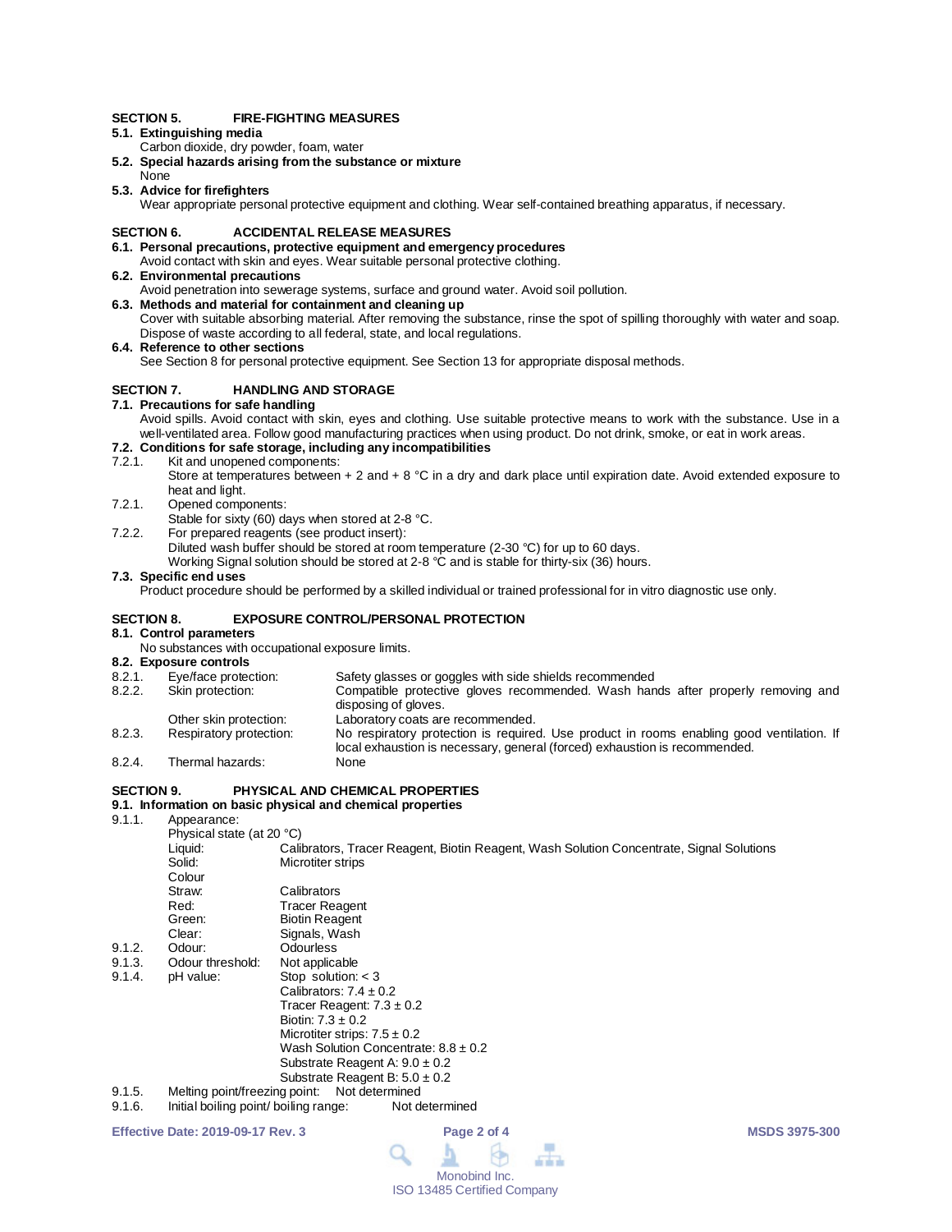## SECTION 5. FIRE-FIGHTING MEASURES

### 5.1. Extinguishing media

Carbon dioxide, dry powder, foam, water

### 5.2. Special hazards arising from the substance or mixture

None

### 5.3. Advice for firefighters

Wear appropriate personal protective equipment and clothing. Wear self-contained breathing apparatus, if necessary.

## SECTION 6. ACCIDENTAL RELEASE MEASURES

### 6.1. Personal precautions, protective equipment and emergency procedures

Avoid contact with skin and eyes. Wear suitable personal protective clothing.

### 6.2. Environmental precautions

Avoid penetration into sewerage systems, surface and ground water. Avoid soil pollution.

### 6.3. Methods and material for containment and cleaning up

Cover with suitable absorbing material. After removing the substance, rinse the spot of spilling thoroughly with water and soap. Dispose of waste according to all federal, state, and local regulations.

### 6.4. Reference to other sections

See Section 8 for personal protective equipment. See Section 13 for appropriate disposal methods.

## SECTION 7. HANDLING AND STORAGE

### 7.1. Precautions for safe handling

Avoid spills. Avoid contact with skin, eyes and clothing. Use suitable protective means to work with the substance. Use in a well-ventilated area. Follow good manufacturing practices when using product. Do not drink, smoke, or eat in work areas.

### 7.2. Conditions for safe storage, including any incompatibilities

7.2.1. Kit and unopened components:
Store at temperatures between + 2 and + 8 °C in a dry and dark place until expiration date. Avoid extended exposure to heat and light.

7.2.1. Opened components:
Stable for sixty (60) days when stored at 2-8 °C.

7.2.2. For prepared reagents (see product insert):
Diluted wash buffer should be stored at room temperature (2-30 °C) for up to 60 days.
Working Signal solution should be stored at 2-8 °C and is stable for thirty-six (36) hours.

### 7.3. Specific end uses

Product procedure should be performed by a skilled individual or trained professional for in vitro diagnostic use only.

## SECTION 8. EXPOSURE CONTROL/PERSONAL PROTECTION

### 8.1. Control parameters

No substances with occupational exposure limits.

### 8.2. Exposure controls

| | | |
|---|---|---|
| 8.2.1. | Eye/face protection: | Safety glasses or goggles with side shields recommended |
| 8.2.2. | Skin protection: | Compatible protective gloves recommended. Wash hands after properly removing and disposing of gloves. |
| | Other skin protection: | Laboratory coats are recommended. |
| 8.2.3. | Respiratory protection: | No respiratory protection is required. Use product in rooms enabling good ventilation. If local exhaustion is necessary, general (forced) exhaustion is recommended. |
| 8.2.4. | Thermal hazards: | None |

## SECTION 9. PHYSICAL AND CHEMICAL PROPERTIES

### 9.1. Information on basic physical and chemical properties

9.1.1. Appearance:

Physical state (at 20 °C)

- Liquid: Calibrators, Tracer Reagent, Biotin Reagent, Wash Solution Concentrate, Signal Solutions
- Solid: Microtiter strips

Colour

- Straw: Calibrators
- Red: Tracer Reagent
- Green: Biotin Reagent
- Clear: Signals, Wash

9.1.2. Odour: Odourless

9.1.3. Odour threshold: Not applicable

9.1.4. pH value:
- Stop solution: < 3
- Calibrators: 7.4 ± 0.2
- Tracer Reagent: 7.3 ± 0.2
- Biotin: 7.3 ± 0.2
- Microtiter strips: 7.5 ± 0.2
- Wash Solution Concentrate: 8.8 ± 0.2
- Substrate Reagent A: 9.0 ± 0.2
- Substrate Reagent B: 5.0 ± 0.2

9.1.5. Melting point/freezing point: Not determined

9.1.6. Initial boiling point/ boiling range: Not determined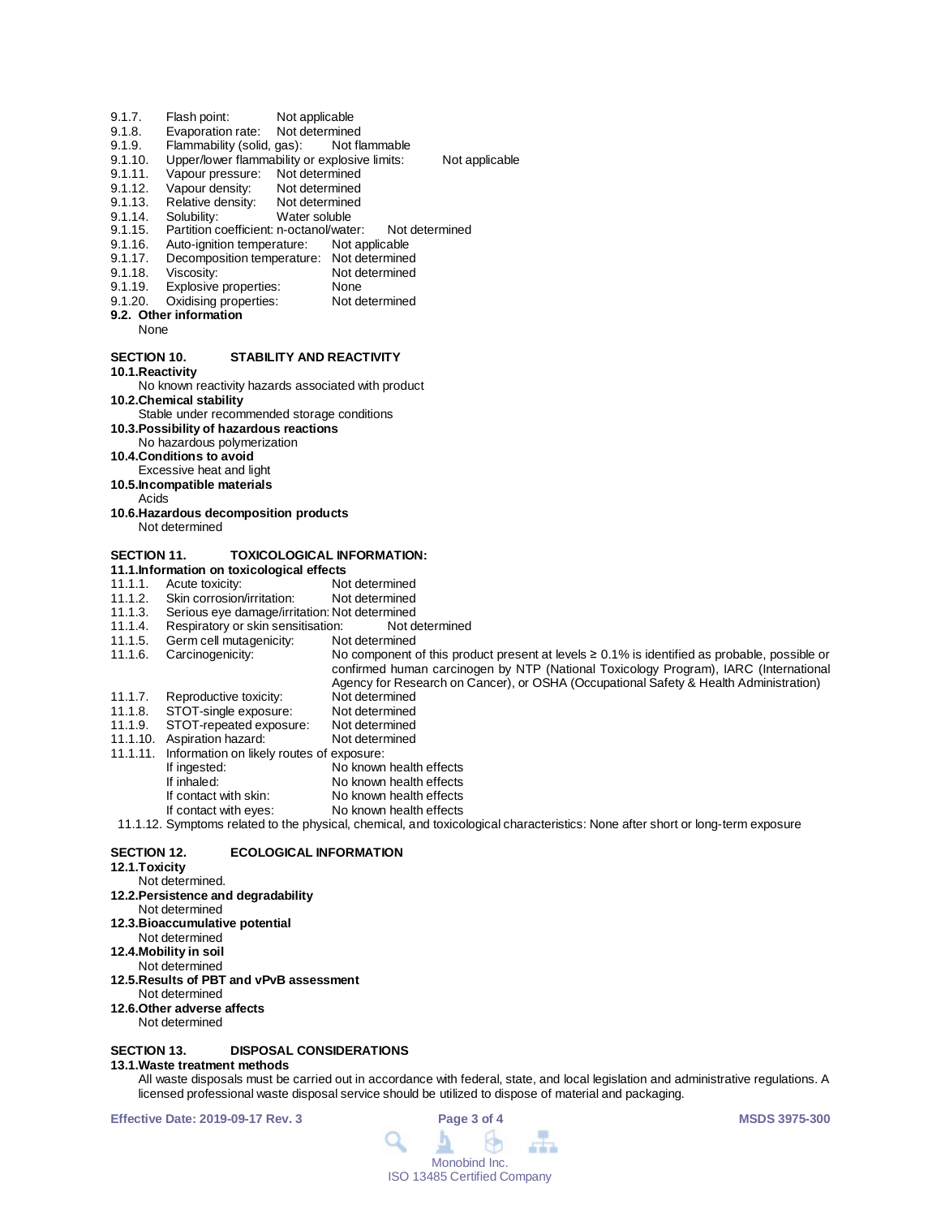9.1.7. Flash point: Not applicable
9.1.8. Evaporation rate: Not determined
9.1.9. Flammability (solid, gas): Not flammable
9.1.10. Upper/lower flammability or explosive limits: Not applicable
9.1.11. Vapour pressure: Not determined
9.1.12. Vapour density: Not determined
9.1.13. Relative density: Not determined
9.1.14. Solubility: Water soluble
9.1.15. Partition coefficient: n-octanol/water: Not determined
9.1.16. Auto-ignition temperature: Not applicable
9.1.17. Decomposition temperature: Not determined
9.1.18. Viscosity: Not determined
9.1.19. Explosive properties: None
9.1.20. Oxidising properties: Not determined

**9.2. Other information**

None

## SECTION 10. STABILITY AND REACTIVITY

**10.1.Reactivity**

No known reactivity hazards associated with product

**10.2.Chemical stability**

Stable under recommended storage conditions

**10.3.Possibility of hazardous reactions**

No hazardous polymerization

**10.4.Conditions to avoid**

Excessive heat and light

**10.5.Incompatible materials**

Acids

**10.6.Hazardous decomposition products**

Not determined

## SECTION 11. TOXICOLOGICAL INFORMATION:

**11.1.Information on toxicological effects**

11.1.1. Acute toxicity: Not determined
11.1.2. Skin corrosion/irritation: Not determined
11.1.3. Serious eye damage/irritation: Not determined
11.1.4. Respiratory or skin sensitisation: Not determined
11.1.5. Germ cell mutagenicity: Not determined
11.1.6. Carcinogenicity: No component of this product present at levels ≥ 0.1% is identified as probable, possible or confirmed human carcinogen by NTP (National Toxicology Program), IARC (International Agency for Research on Cancer), or OSHA (Occupational Safety & Health Administration)
11.1.7. Reproductive toxicity: Not determined
11.1.8. STOT-single exposure: Not determined
11.1.9. STOT-repeated exposure: Not determined
11.1.10. Aspiration hazard: Not determined
11.1.11. Information on likely routes of exposure:

- If ingested: No known health effects
- If inhaled: No known health effects
- If contact with skin: No known health effects
- If contact with eyes: No known health effects

11.1.12. Symptoms related to the physical, chemical, and toxicological characteristics: None after short or long-term exposure

## SECTION 12. ECOLOGICAL INFORMATION

**12.1.Toxicity**

Not determined.

**12.2.Persistence and degradability**

Not determined

**12.3.Bioaccumulative potential**

Not determined

**12.4.Mobility in soil**

Not determined

**12.5.Results of PBT and vPvB assessment**

Not determined

**12.6.Other adverse affects**

Not determined

## SECTION 13. DISPOSAL CONSIDERATIONS

**13.1.Waste treatment methods**

All waste disposals must be carried out in accordance with federal, state, and local legislation and administrative regulations. A licensed professional waste disposal service should be utilized to dispose of material and packaging.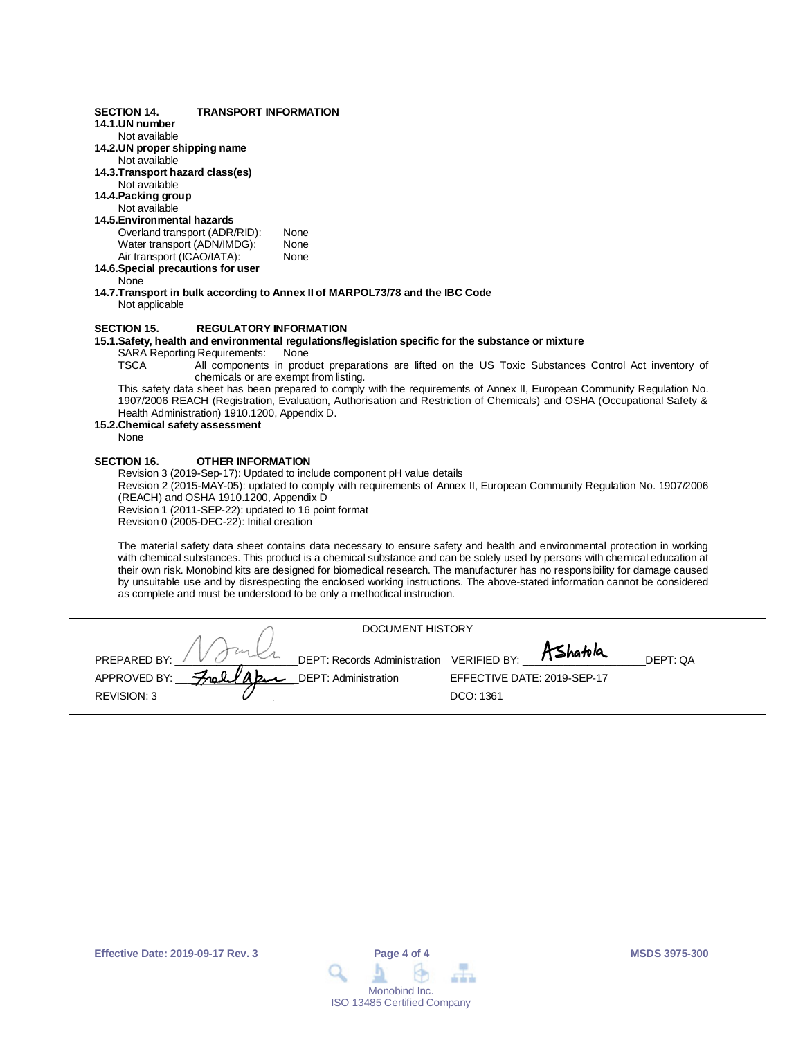## SECTION 14. TRANSPORT INFORMATION

**14.1.UN number**
Not available

**14.2.UN proper shipping name**
Not available

**14.3.Transport hazard class(es)**
Not available

**14.4.Packing group**
Not available

**14.5.Environmental hazards**
Overland transport (ADR/RID): None
Water transport (ADN/IMDG): None
Air transport (ICAO/IATA): None

**14.6.Special precautions for user**
None

**14.7.Transport in bulk according to Annex II of MARPOL73/78 and the IBC Code**
Not applicable

## SECTION 15. REGULATORY INFORMATION

**15.1.Safety, health and environmental regulations/legislation specific for the substance or mixture**

SARA Reporting Requirements: None

TSCA All components in product preparations are lifted on the US Toxic Substances Control Act inventory of chemicals or are exempt from listing.

This safety data sheet has been prepared to comply with the requirements of Annex II, European Community Regulation No. 1907/2006 REACH (Registration, Evaluation, Authorisation and Restriction of Chemicals) and OSHA (Occupational Safety & Health Administration) 1910.1200, Appendix D.

**15.2.Chemical safety assessment**
None

## SECTION 16. OTHER INFORMATION

Revision 3 (2019-Sep-17): Updated to include component pH value details
Revision 2 (2015-MAY-05): updated to comply with requirements of Annex II, European Community Regulation No. 1907/2006 (REACH) and OSHA 1910.1200, Appendix D
Revision 1 (2011-SEP-22): updated to 16 point format
Revision 0 (2005-DEC-22): Initial creation

The material safety data sheet contains data necessary to ensure safety and health and environmental protection in working with chemical substances. This product is a chemical substance and can be solely used by persons with chemical education at their own risk. Monobind kits are designed for biomedical research. The manufacturer has no responsibility for damage caused by unsuitable use and by disrespecting the enclosed working instructions. The above-stated information cannot be considered as complete and must be understood to be only a methodical instruction.

| DOCUMENT HISTORY | | | |
|---|---|---|---|
| PREPARED BY: [signature] | DEPT: Records Administration | VERIFIED BY: AShatola | DEPT: QA |
| APPROVED BY: [signature] | DEPT: Administration | EFFECTIVE DATE: 2019-SEP-17 | |
| REVISION: 3 | | DCO: 1361 | |

Effective Date: 2019-09-17 Rev. 3 MSDS 3975-300

Monobind Inc.
ISO 13485 Certified Company